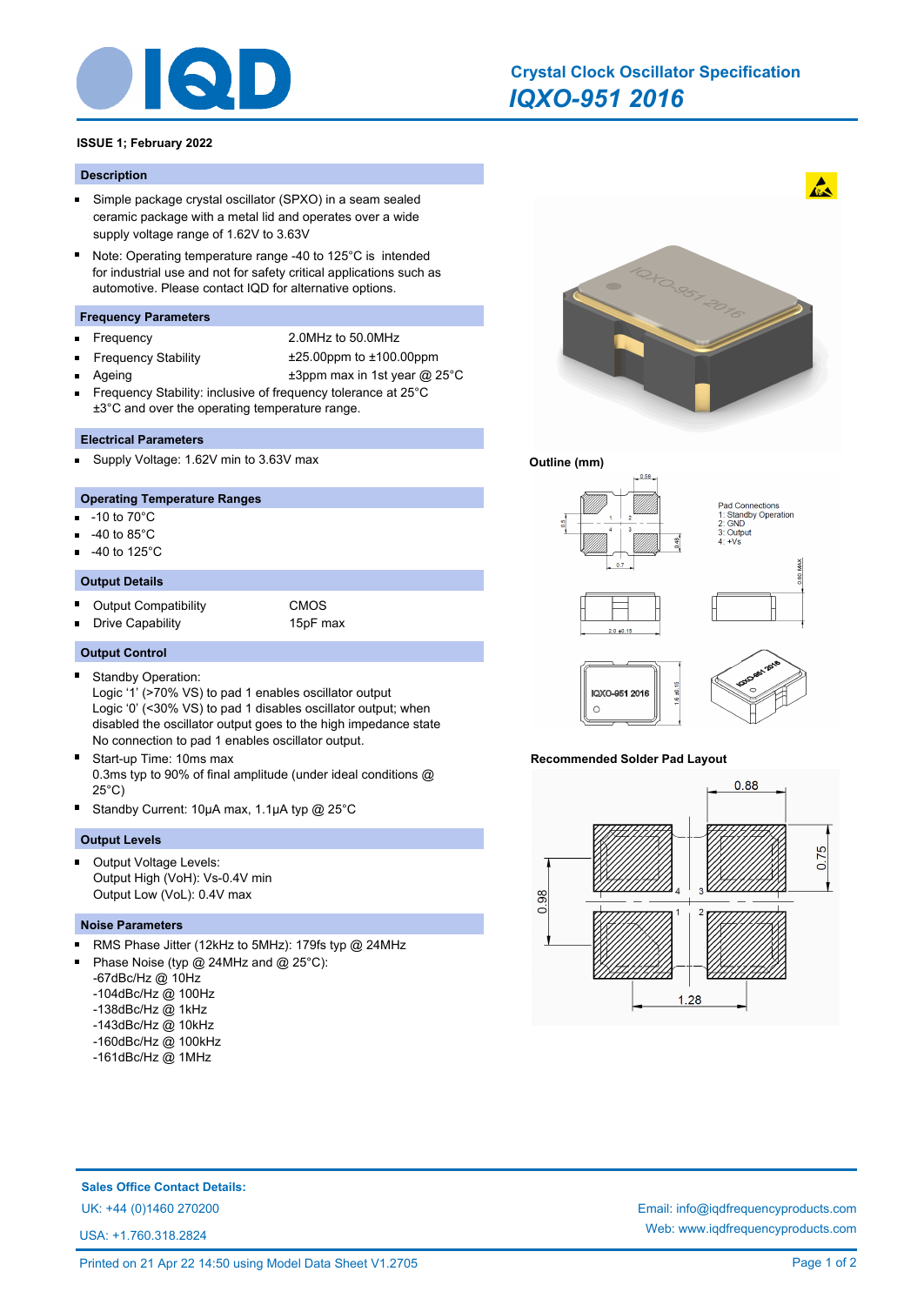# Crystal Clock Oscillator Specification

## IQXO-951 2016

**ISSUE 1; February 2022**

### Description

- Simple package crystal oscillator (SPXO) in a seam sealed ceramic package with a metal lid and operates over a wide supply voltage range of 1.62V to 3.63V
- Note: Operating temperature range -40 to 125°C is intended for industrial use and not for safety critical applications such as automotive. Please contact IQD for alternative options.

### Frequency Parameters

- Frequency: 2.0MHz to 50.0MHz
- Frequency Stability: ±25.00ppm to ±100.00ppm
- Ageing: ±3ppm max in 1st year @ 25°C
- Frequency Stability: inclusive of frequency tolerance at 25°C ±3°C and over the operating temperature range.

### Electrical Parameters

- Supply Voltage: 1.62V min to 3.63V max

### Operating Temperature Ranges

- -10 to 70°C
- -40 to 85°C
- -40 to 125°C

### Output Details

- Output Compatibility: CMOS
- Drive Capability: 15pF max

### Output Control

- Standby Operation:
  Logic '1' (>70% VS) to pad 1 enables oscillator output
  Logic '0' (<30% VS) to pad 1 disables oscillator output; when disabled the oscillator output goes to the high impedance state
  No connection to pad 1 enables oscillator output.
- Start-up Time: 10ms max
  0.3ms typ to 90% of final amplitude (under ideal conditions @ 25°C)
- Standby Current: 10μA max, 1.1μA typ @ 25°C

### Output Levels

- Output Voltage Levels:
  Output High (VoH): Vs-0.4V min
  Output Low (VoL): 0.4V max

### Noise Parameters

- RMS Phase Jitter (12kHz to 5MHz): 179fs typ @ 24MHz
- Phase Noise (typ @ 24MHz and @ 25°C):
  -67dBc/Hz @ 10Hz
  -104dBc/Hz @ 100Hz
  -138dBc/Hz @ 1kHz
  -143dBc/Hz @ 10kHz
  -160dBc/Hz @ 100kHz
  -161dBc/Hz @ 1MHz

**Outline (mm)**

Pad Connections
1: Standby Operation
2: GND
3: Output
4: +Vs

**Recommended Solder Pad Layout**

**Sales Office Contact Details:**

UK: +44 (0)1460 270200

USA: +1.760.318.2824

Email: info@iqdfrequencyproducts.com

Web: www.iqdfrequencyproducts.com

Printed on 21 Apr 22 14:50 using Model Data Sheet V1.2705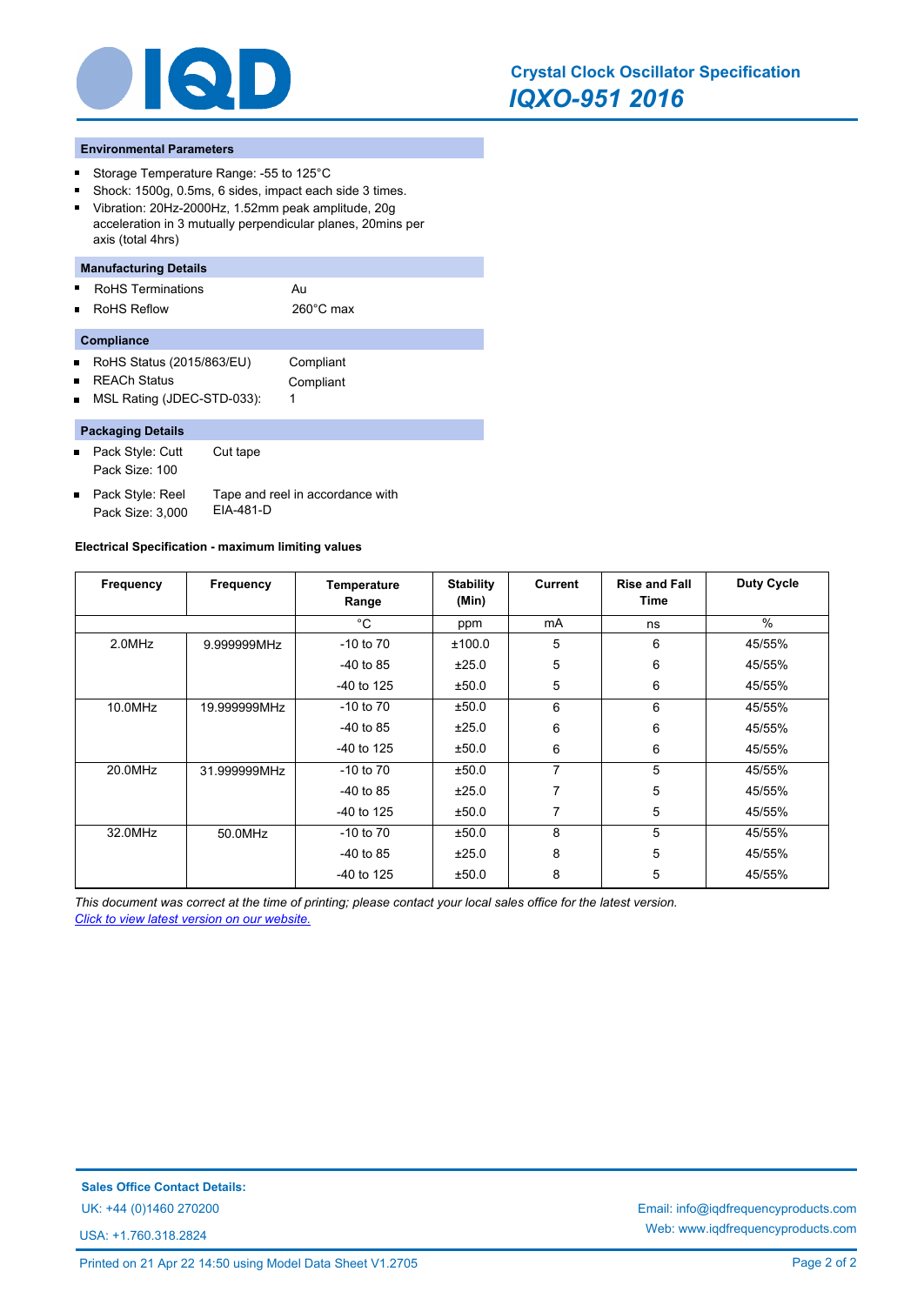### Environmental Parameters

- Storage Temperature Range: -55 to 125°C
- Shock: 1500g, 0.5ms, 6 sides, impact each side 3 times.
- Vibration: 20Hz-2000Hz, 1.52mm peak amplitude, 20g acceleration in 3 mutually perpendicular planes, 20mins per axis (total 4hrs)

### Manufacturing Details

- RoHS Terminations: Au
- RoHS Reflow: 260°C max

### Compliance

- RoHS Status (2015/863/EU): Compliant
- REACh Status: Compliant
- MSL Rating (JDEC-STD-033): 1

### Packaging Details

- Pack Style: Cutt — Cut tape
  Pack Size: 100
- Pack Style: Reel — Tape and reel in accordance with EIA-481-D
  Pack Size: 3,000

**Electrical Specification - maximum limiting values**

| Frequency | Frequency | Temperature Range | Stability (Min) | Current | Rise and Fall Time | Duty Cycle |
|---|---|---|---|---|---|---|
| | | °C | ppm | mA | ns | % |
| 2.0MHz | 9.999999MHz | -10 to 70 | ±100.0 | 5 | 6 | 45/55% |
| | | -40 to 85 | ±25.0 | 5 | 6 | 45/55% |
| | | -40 to 125 | ±50.0 | 5 | 6 | 45/55% |
| 10.0MHz | 19.999999MHz | -10 to 70 | ±50.0 | 6 | 6 | 45/55% |
| | | -40 to 85 | ±25.0 | 6 | 6 | 45/55% |
| | | -40 to 125 | ±50.0 | 6 | 6 | 45/55% |
| 20.0MHz | 31.999999MHz | -10 to 70 | ±50.0 | 7 | 5 | 45/55% |
| | | -40 to 85 | ±25.0 | 7 | 5 | 45/55% |
| | | -40 to 125 | ±50.0 | 7 | 5 | 45/55% |
| 32.0MHz | 50.0MHz | -10 to 70 | ±50.0 | 8 | 5 | 45/55% |
| | | -40 to 85 | ±25.0 | 8 | 5 | 45/55% |
| | | -40 to 125 | ±50.0 | 8 | 5 | 45/55% |

*This document was correct at the time of printing; please contact your local sales office for the latest version.*
*Click to view latest version on our website.*

**Sales Office Contact Details:**

UK: +44 (0)1460 270200

USA: +1.760.318.2824

Email: info@iqdfrequencyproducts.com

Web: www.iqdfrequencyproducts.com